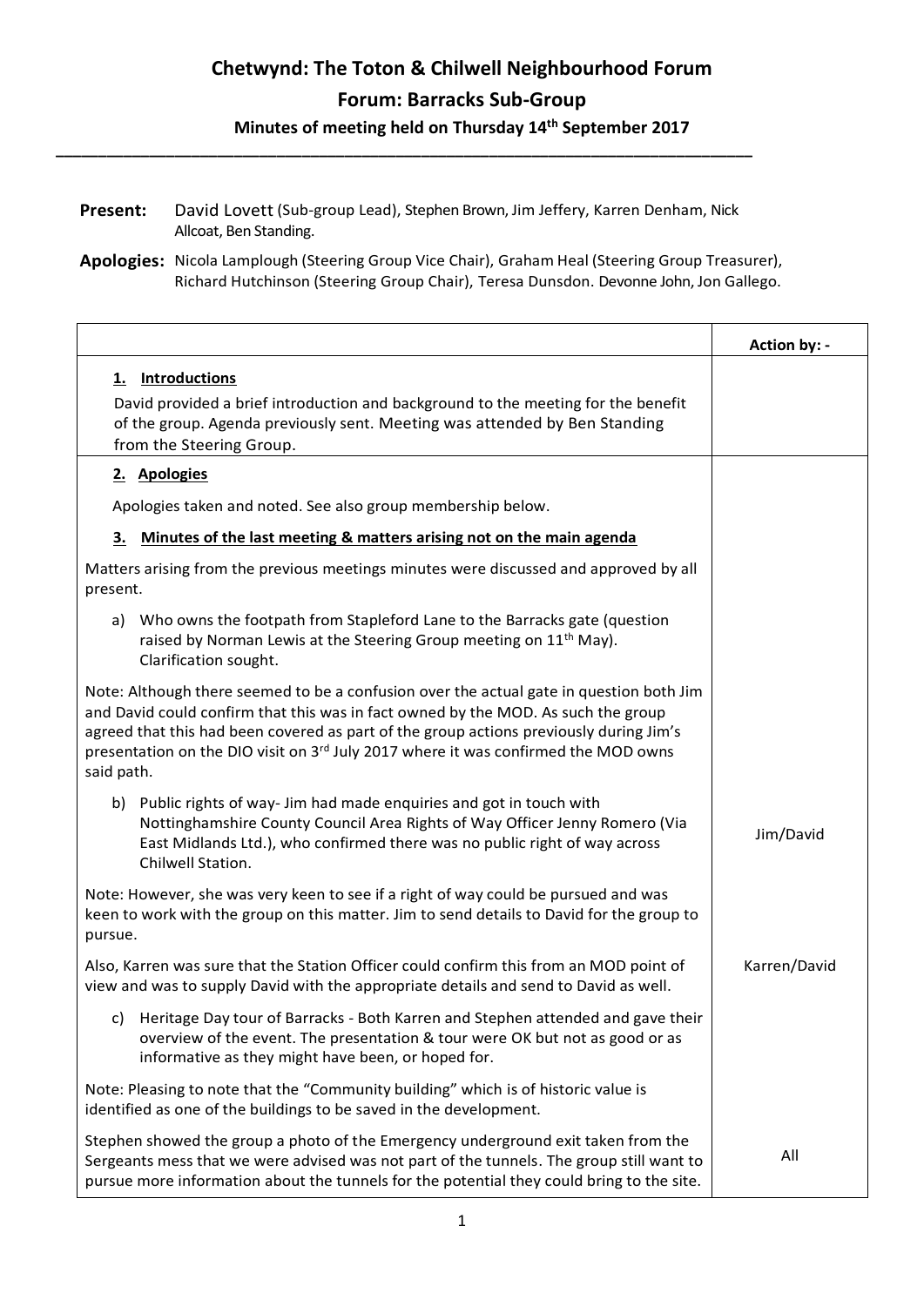# Chetwynd: The Toton & Chilwell Neighbourhood Forum

## Forum: Barracks Sub-Group

### Minutes of meeting held on Thursday 14th September 2017

**Present:** David Lovett (Sub-group Lead), Stephen Brown, Jim Jeffery, Karren Denham, Nick Allcoat, Ben Standing.

**Apologies:** Nicola Lamplough (Steering Group Vice Chair), Graham Heal (Steering Group Treasurer), Richard Hutchinson (Steering Group Chair), Teresa Dunsdon. Devonne John, Jon Gallego.

| | Action by: - |
|---|---|
| **1. Introductions**<br>David provided a brief introduction and background to the meeting for the benefit of the group. Agenda previously sent. Meeting was attended by Ben Standing from the Steering Group. | |
| **2. Apologies**<br>Apologies taken and noted. See also group membership below.<br>**3. Minutes of the last meeting & matters arising not on the main agenda**<br>Matters arising from the previous meetings minutes were discussed and approved by all present.<br>a) Who owns the footpath from Stapleford Lane to the Barracks gate (question raised by Norman Lewis at the Steering Group meeting on 11th May). Clarification sought.<br>Note: Although there seemed to be a confusion over the actual gate in question both Jim and David could confirm that this was in fact owned by the MOD. As such the group agreed that this had been covered as part of the group actions previously during Jim's presentation on the DIO visit on 3rd July 2017 where it was confirmed the MOD owns said path. | |
| b) Public rights of way- Jim had made enquiries and got in touch with Nottinghamshire County Council Area Rights of Way Officer Jenny Romero (Via East Midlands Ltd.), who confirmed there was no public right of way across Chilwell Station.<br>Note: However, she was very keen to see if a right of way could be pursued and was keen to work with the group on this matter. Jim to send details to David for the group to pursue. | Jim/David |
| Also, Karren was sure that the Station Officer could confirm this from an MOD point of view and was to supply David with the appropriate details and send to David as well. | Karren/David |
| c) Heritage Day tour of Barracks - Both Karren and Stephen attended and gave their overview of the event. The presentation & tour were OK but not as good or as informative as they might have been, or hoped for.<br>Note: Pleasing to note that the "Community building" which is of historic value is identified as one of the buildings to be saved in the development. | |
| Stephen showed the group a photo of the Emergency underground exit taken from the Sergeants mess that we were advised was not part of the tunnels. The group still want to pursue more information about the tunnels for the potential they could bring to the site. | All |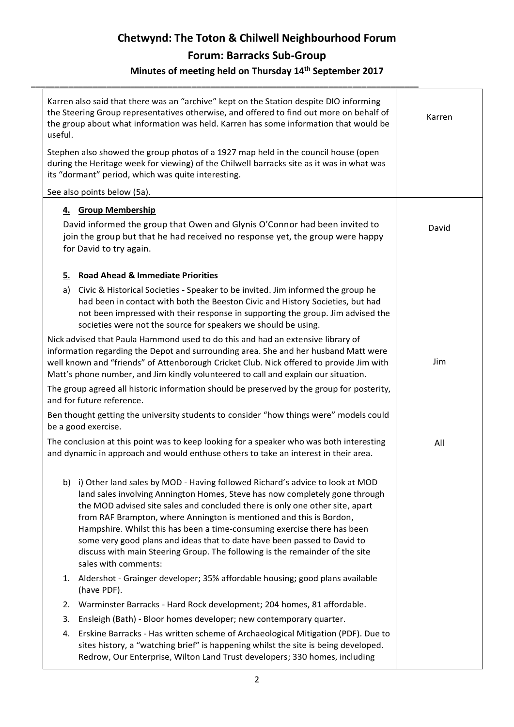# Chetwynd: The Toton & Chilwell Neighbourhood Forum

## Forum: Barracks Sub-Group

### Minutes of meeting held on Thursday 14th September 2017

| | |
|---|---|
| Karren also said that there was an "archive" kept on the Station despite DIO informing the Steering Group representatives otherwise, and offered to find out more on behalf of the group about what information was held. Karren has some information that would be useful.<br><br>Stephen also showed the group photos of a 1927 map held in the council house (open during the Heritage week for viewing) of the Chilwell barracks site as it was in what was its "dormant" period, which was quite interesting.<br><br>See also points below (5a). | Karren |
| **4. Group Membership**<br><br>David informed the group that Owen and Glynis O'Connor had been invited to join the group but that he had received no response yet, the group were happy for David to try again. | David |
| **5. Road Ahead & Immediate Priorities**<br><br>a) Civic & Historical Societies - Speaker to be invited. Jim informed the group he had been in contact with both the Beeston Civic and History Societies, but had not been impressed with their response in supporting the group. Jim advised the societies were not the source for speakers we should be using.<br><br>Nick advised that Paula Hammond used to do this and had an extensive library of information regarding the Depot and surrounding area. She and her husband Matt were well known and "friends" of Attenborough Cricket Club. Nick offered to provide Jim with Matt's phone number, and Jim kindly volunteered to call and explain our situation.<br><br>The group agreed all historic information should be preserved by the group for posterity, and for future reference.<br><br>Ben thought getting the university students to consider "how things were" models could be a good exercise. | Jim |
| The conclusion at this point was to keep looking for a speaker who was both interesting and dynamic in approach and would enthuse others to take an interest in their area.<br><br>b) i) Other land sales by MOD - Having followed Richard's advice to look at MOD land sales involving Annington Homes, Steve has now completely gone through the MOD advised site sales and concluded there is only one other site, apart from RAF Brampton, where Annington is mentioned and this is Bordon, Hampshire. Whilst this has been a time-consuming exercise there has been some very good plans and ideas that to date have been passed to David to discuss with main Steering Group. The following is the remainder of the site sales with comments:<br><br>1. Aldershot - Grainger developer; 35% affordable housing; good plans available (have PDF).<br>2. Warminster Barracks - Hard Rock development; 204 homes, 81 affordable.<br>3. Ensleigh (Bath) - Bloor homes developer; new contemporary quarter.<br>4. Erskine Barracks - Has written scheme of Archaeological Mitigation (PDF). Due to sites history, a "watching brief" is happening whilst the site is being developed. Redrow, Our Enterprise, Wilton Land Trust developers; 330 homes, including | All |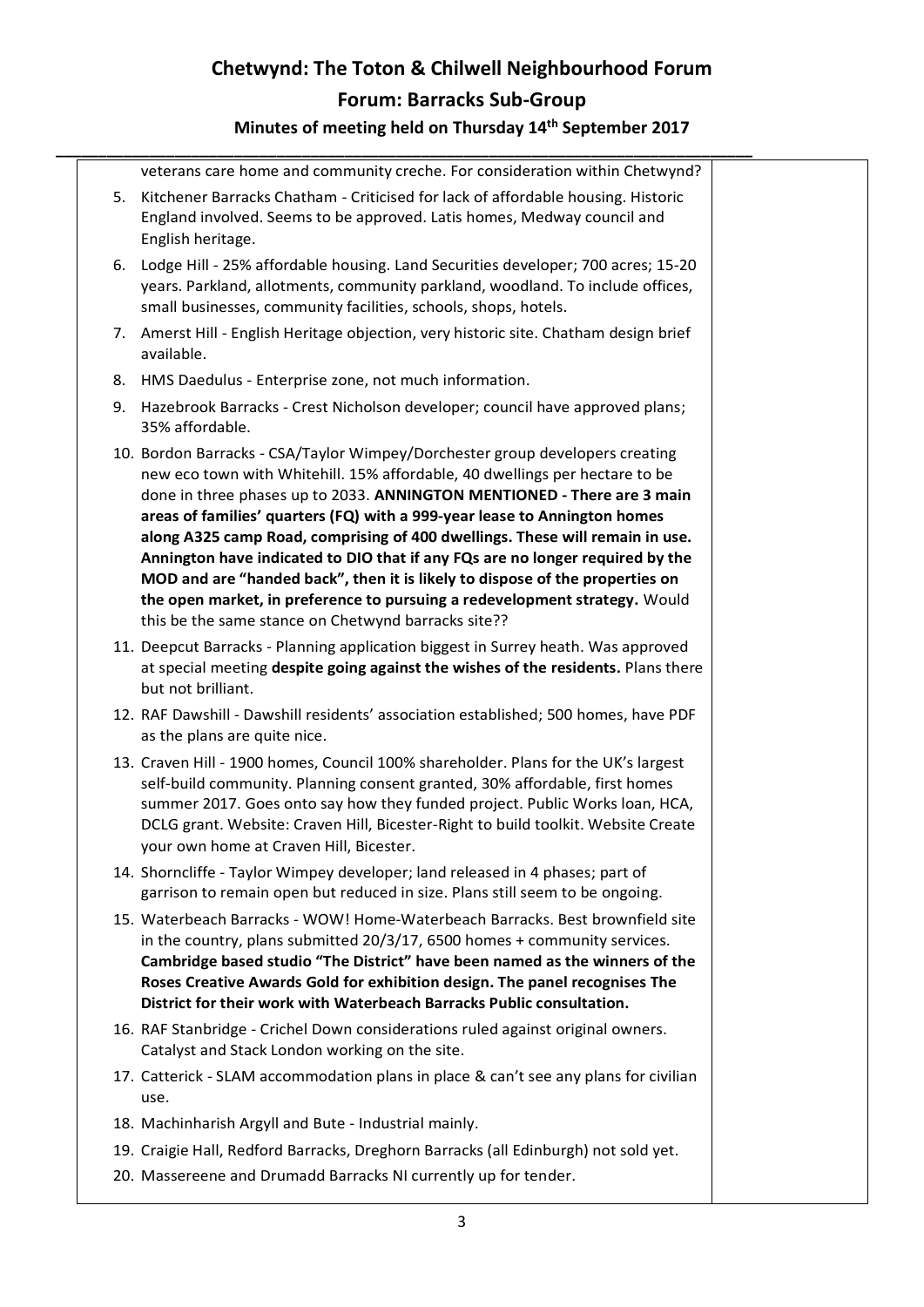# Chetwynd: The Toton & Chilwell Neighbourhood Forum

## Forum: Barracks Sub-Group

### Minutes of meeting held on Thursday 14th September 2017

| | |
|---|---|
| veterans care home and community creche. For consideration within Chetwynd?<br><br>5. Kitchener Barracks Chatham - Criticised for lack of affordable housing. Historic England involved. Seems to be approved. Latis homes, Medway council and English heritage.<br><br>6. Lodge Hill - 25% affordable housing. Land Securities developer; 700 acres; 15-20 years. Parkland, allotments, community parkland, woodland. To include offices, small businesses, community facilities, schools, shops, hotels.<br><br>7. Amerst Hill - English Heritage objection, very historic site. Chatham design brief available.<br><br>8. HMS Daedulus - Enterprise zone, not much information.<br><br>9. Hazebrook Barracks - Crest Nicholson developer; council have approved plans; 35% affordable.<br><br>10. Bordon Barracks - CSA/Taylor Wimpey/Dorchester group developers creating new eco town with Whitehill. 15% affordable, 40 dwellings per hectare to be done in three phases up to 2033. **ANNINGTON MENTIONED - There are 3 main areas of families' quarters (FQ) with a 999-year lease to Annington homes along A325 camp Road, comprising of 400 dwellings. These will remain in use. Annington have indicated to DIO that if any FQs are no longer required by the MOD and are "handed back", then it is likely to dispose of the properties on the open market, in preference to pursuing a redevelopment strategy.** Would this be the same stance on Chetwynd barracks site??<br><br>11. Deepcut Barracks - Planning application biggest in Surrey heath. Was approved at special meeting **despite going against the wishes of the residents.** Plans there but not brilliant.<br><br>12. RAF Dawshill - Dawshill residents' association established; 500 homes, have PDF as the plans are quite nice.<br><br>13. Craven Hill - 1900 homes, Council 100% shareholder. Plans for the UK's largest self-build community. Planning consent granted, 30% affordable, first homes summer 2017. Goes onto say how they funded project. Public Works loan, HCA, DCLG grant. Website: Craven Hill, Bicester-Right to build toolkit. Website Create your own home at Craven Hill, Bicester.<br><br>14. Shorncliffe - Taylor Wimpey developer; land released in 4 phases; part of garrison to remain open but reduced in size. Plans still seem to be ongoing.<br><br>15. Waterbeach Barracks - WOW! Home-Waterbeach Barracks. Best brownfield site in the country, plans submitted 20/3/17, 6500 homes + community services. **Cambridge based studio "The District" have been named as the winners of the Roses Creative Awards Gold for exhibition design. The panel recognises The District for their work with Waterbeach Barracks Public consultation.**<br><br>16. RAF Stanbridge - Crichel Down considerations ruled against original owners. Catalyst and Stack London working on the site.<br><br>17. Catterick - SLAM accommodation plans in place & can't see any plans for civilian use.<br><br>18. Machinharish Argyll and Bute - Industrial mainly.<br><br>19. Craigie Hall, Redford Barracks, Dreghorn Barracks (all Edinburgh) not sold yet.<br><br>20. Massereene and Drumadd Barracks NI currently up for tender. | |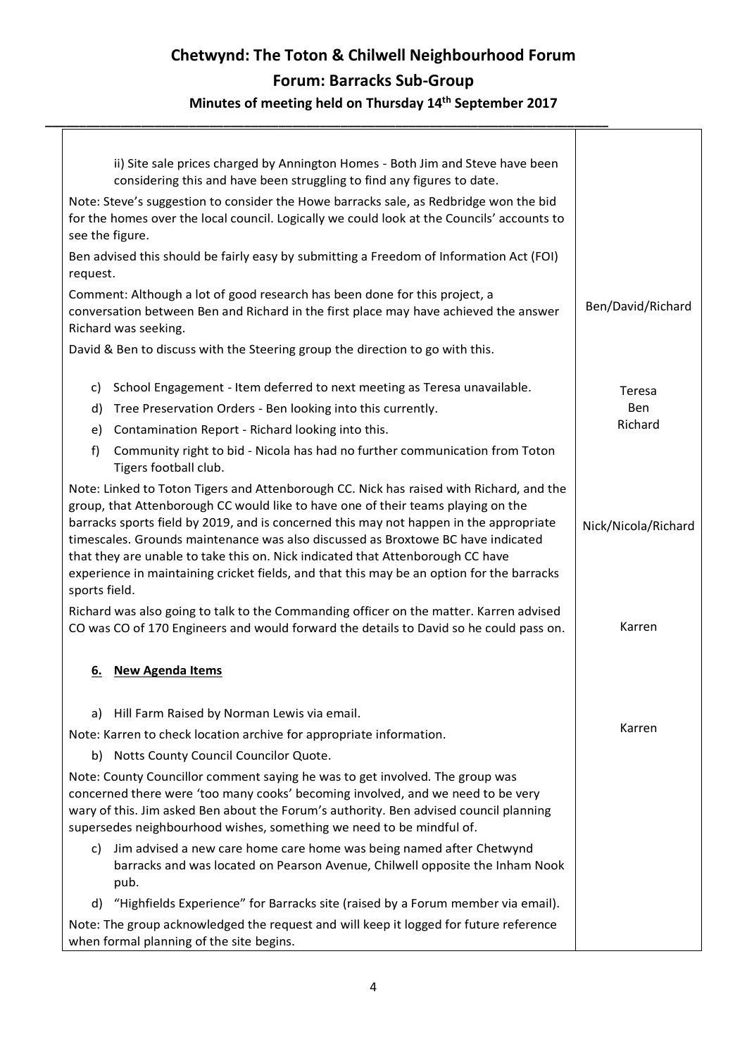# Chetwynd: The Toton & Chilwell Neighbourhood Forum

## Forum: Barracks Sub-Group

### Minutes of meeting held on Thursday 14th September 2017

| | |
|---|---|
| ii) Site sale prices charged by Annington Homes - Both Jim and Steve have been considering this and have been struggling to find any figures to date.<br><br>Note: Steve's suggestion to consider the Howe barracks sale, as Redbridge won the bid for the homes over the local council. Logically we could look at the Councils' accounts to see the figure.<br><br>Ben advised this should be fairly easy by submitting a Freedom of Information Act (FOI) request.<br><br>Comment: Although a lot of good research has been done for this project, a conversation between Ben and Richard in the first place may have achieved the answer Richard was seeking.<br><br>David & Ben to discuss with the Steering group the direction to go with this. | Ben/David/Richard |
| c) School Engagement - Item deferred to next meeting as Teresa unavailable.<br>d) Tree Preservation Orders - Ben looking into this currently.<br>e) Contamination Report - Richard looking into this.<br>f) Community right to bid - Nicola has had no further communication from Toton Tigers football club. | Teresa<br>Ben<br>Richard |
| Note: Linked to Toton Tigers and Attenborough CC. Nick has raised with Richard, and the group, that Attenborough CC would like to have one of their teams playing on the barracks sports field by 2019, and is concerned this may not happen in the appropriate timescales. Grounds maintenance was also discussed as Broxtowe BC have indicated that they are unable to take this on. Nick indicated that Attenborough CC have experience in maintaining cricket fields, and that this may be an option for the barracks sports field. | Nick/Nicola/Richard |
| Richard was also going to talk to the Commanding officer on the matter. Karren advised CO was CO of 170 Engineers and would forward the details to David so he could pass on. | Karren |
| **6. New Agenda Items** | |
| a) Hill Farm Raised by Norman Lewis via email.<br><br>Note: Karren to check location archive for appropriate information. | Karren |
| b) Notts County Council Councilor Quote.<br><br>Note: County Councillor comment saying he was to get involved. The group was concerned there were 'too many cooks' becoming involved, and we need to be very wary of this. Jim asked Ben about the Forum's authority. Ben advised council planning supersedes neighbourhood wishes, something we need to be mindful of. | |
| c) Jim advised a new care home care home was being named after Chetwynd barracks and was located on Pearson Avenue, Chilwell opposite the Inham Nook pub. | |
| d) "Highfields Experience" for Barracks site (raised by a Forum member via email).<br><br>Note: The group acknowledged the request and will keep it logged for future reference when formal planning of the site begins. | |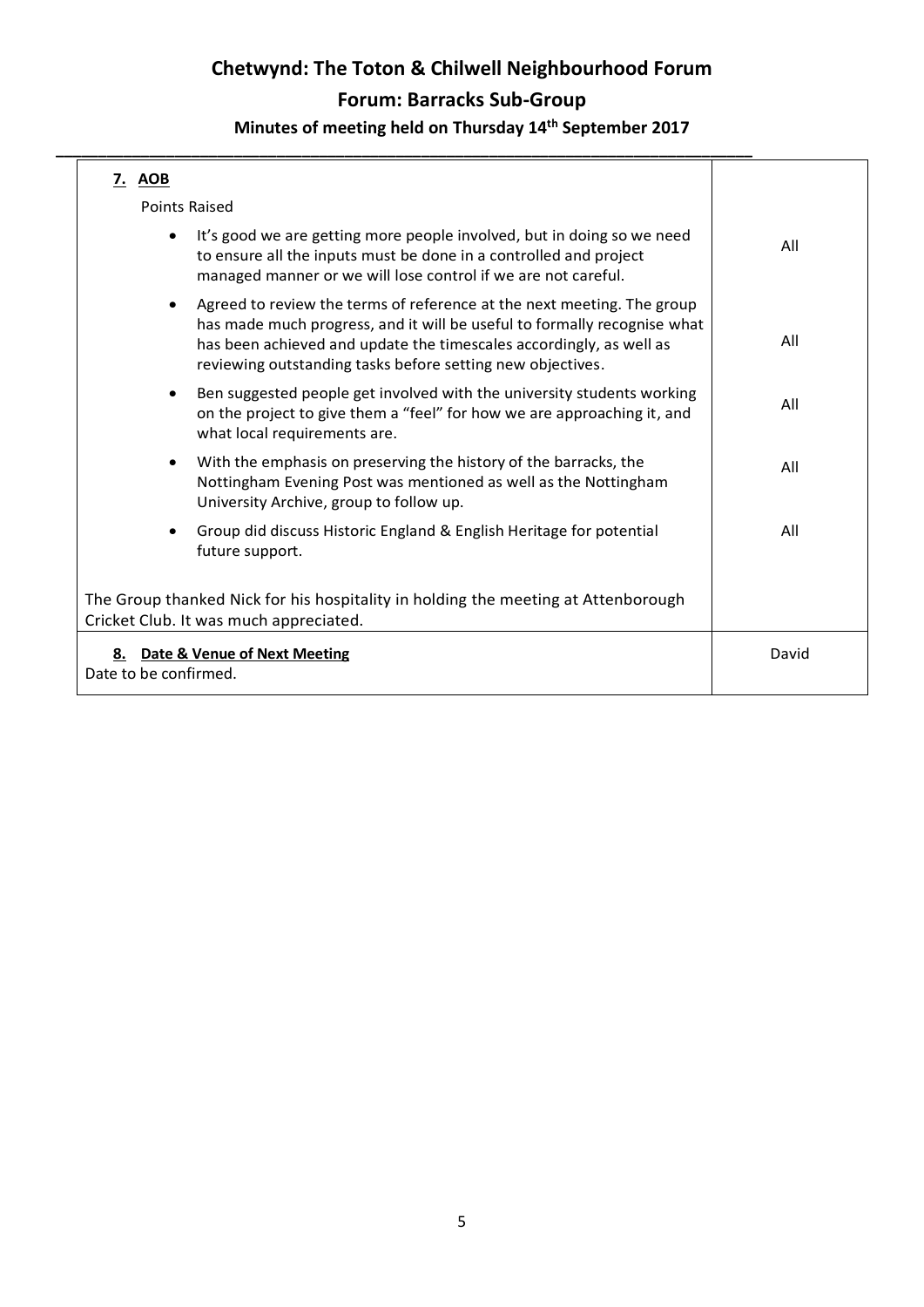# Chetwynd: The Toton & Chilwell Neighbourhood Forum

## Forum: Barracks Sub-Group

### Minutes of meeting held on Thursday 14th September 2017

| | |
|---|---|
| **7. AOB** | |
| Points Raised | |
| • It's good we are getting more people involved, but in doing so we need to ensure all the inputs must be done in a controlled and project managed manner or we will lose control if we are not careful. | All |
| • Agreed to review the terms of reference at the next meeting. The group has made much progress, and it will be useful to formally recognise what has been achieved and update the timescales accordingly, as well as reviewing outstanding tasks before setting new objectives. | All |
| • Ben suggested people get involved with the university students working on the project to give them a "feel" for how we are approaching it, and what local requirements are. | All |
| • With the emphasis on preserving the history of the barracks, the Nottingham Evening Post was mentioned as well as the Nottingham University Archive, group to follow up. | All |
| • Group did discuss Historic England & English Heritage for potential future support. | All |
| The Group thanked Nick for his hospitality in holding the meeting at Attenborough Cricket Club. It was much appreciated. | |
| **8. Date & Venue of Next Meeting**<br>Date to be confirmed. | David |